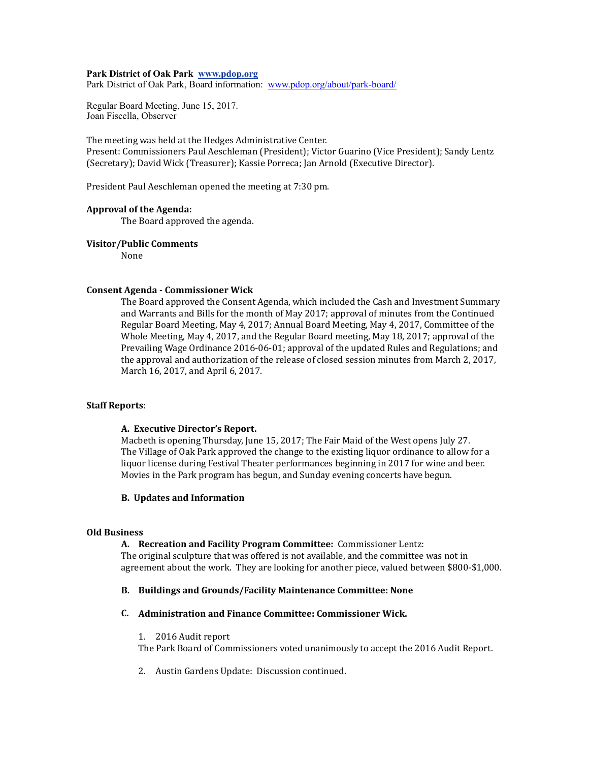**Park District of Oak Park [www.pdop.org](http://www.pdop.org)**
Park District of Oak Park, Board information: [www.pdop.org/about/park-board/](http://www.pdop.org/about/park-board/)

Regular Board Meeting, June 15, 2017.
Joan Fiscella, Observer

The meeting was held at the Hedges Administrative Center.
Present: Commissioners Paul Aeschleman (President); Victor Guarino (Vice President); Sandy Lentz (Secretary); David Wick (Treasurer); Kassie Porreca; Jan Arnold (Executive Director).

President Paul Aeschleman opened the meeting at 7:30 pm.

**Approval of the Agenda:**

The Board approved the agenda.

**Visitor/Public Comments**

None

**Consent Agenda - Commissioner Wick**

The Board approved the Consent Agenda, which included the Cash and Investment Summary and Warrants and Bills for the month of May 2017; approval of minutes from the Continued Regular Board Meeting, May 4, 2017; Annual Board Meeting, May 4, 2017, Committee of the Whole Meeting, May 4, 2017, and the Regular Board meeting, May 18, 2017; approval of the Prevailing Wage Ordinance 2016-06-01; approval of the updated Rules and Regulations; and the approval and authorization of the release of closed session minutes from March 2, 2017, March 16, 2017, and April 6, 2017.

**Staff Reports**:

**A. Executive Director's Report.**

Macbeth is opening Thursday, June 15, 2017; The Fair Maid of the West opens July 27. The Village of Oak Park approved the change to the existing liquor ordinance to allow for a liquor license during Festival Theater performances beginning in 2017 for wine and beer. Movies in the Park program has begun, and Sunday evening concerts have begun.

**B. Updates and Information**

**Old Business**

**A. Recreation and Facility Program Committee:** Commissioner Lentz:
The original sculpture that was offered is not available, and the committee was not in agreement about the work. They are looking for another piece, valued between $800-$1,000.

**B. Buildings and Grounds/Facility Maintenance Committee: None**

**C. Administration and Finance Committee: Commissioner Wick.**

1. 2016 Audit report

The Park Board of Commissioners voted unanimously to accept the 2016 Audit Report.

2. Austin Gardens Update: Discussion continued.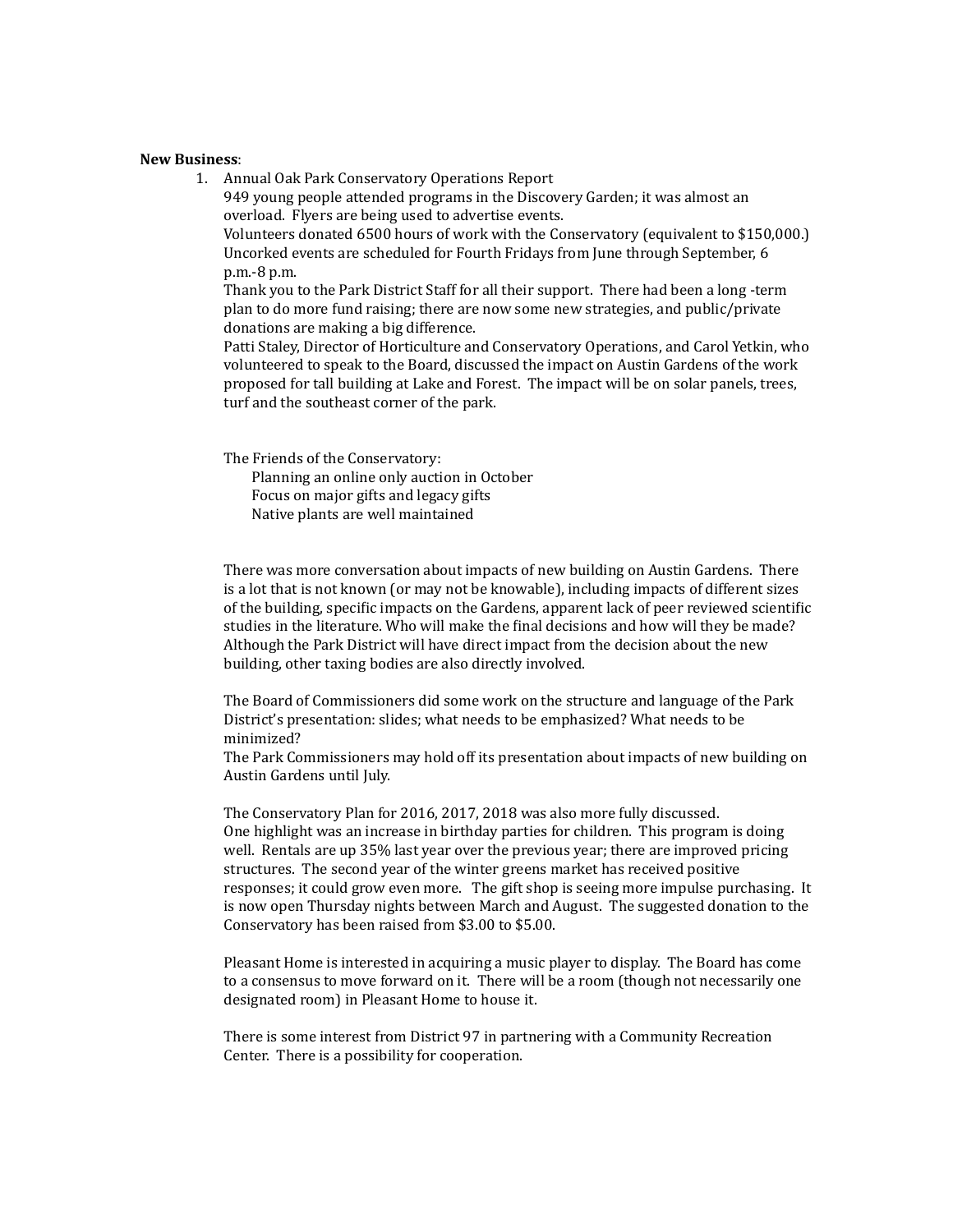**New Business**:

1. Annual Oak Park Conservatory Operations Report

   949 young people attended programs in the Discovery Garden; it was almost an overload. Flyers are being used to advertise events.

   Volunteers donated 6500 hours of work with the Conservatory (equivalent to $150,000.)

   Uncorked events are scheduled for Fourth Fridays from June through September, 6 p.m.-8 p.m.

   Thank you to the Park District Staff for all their support. There had been a long -term plan to do more fund raising; there are now some new strategies, and public/private donations are making a big difference.

   Patti Staley, Director of Horticulture and Conservatory Operations, and Carol Yetkin, who volunteered to speak to the Board, discussed the impact on Austin Gardens of the work proposed for tall building at Lake and Forest. The impact will be on solar panels, trees, turf and the southeast corner of the park.

   The Friends of the Conservatory:

   - Planning an online only auction in October
   - Focus on major gifts and legacy gifts
   - Native plants are well maintained

   There was more conversation about impacts of new building on Austin Gardens. There is a lot that is not known (or may not be knowable), including impacts of different sizes of the building, specific impacts on the Gardens, apparent lack of peer reviewed scientific studies in the literature. Who will make the final decisions and how will they be made? Although the Park District will have direct impact from the decision about the new building, other taxing bodies are also directly involved.

   The Board of Commissioners did some work on the structure and language of the Park District's presentation: slides; what needs to be emphasized? What needs to be minimized?

   The Park Commissioners may hold off its presentation about impacts of new building on Austin Gardens until July.

   The Conservatory Plan for 2016, 2017, 2018 was also more fully discussed.

   One highlight was an increase in birthday parties for children. This program is doing well. Rentals are up 35% last year over the previous year; there are improved pricing structures. The second year of the winter greens market has received positive responses; it could grow even more. The gift shop is seeing more impulse purchasing. It is now open Thursday nights between March and August. The suggested donation to the Conservatory has been raised from $3.00 to $5.00.

   Pleasant Home is interested in acquiring a music player to display. The Board has come to a consensus to move forward on it. There will be a room (though not necessarily one designated room) in Pleasant Home to house it.

   There is some interest from District 97 in partnering with a Community Recreation Center. There is a possibility for cooperation.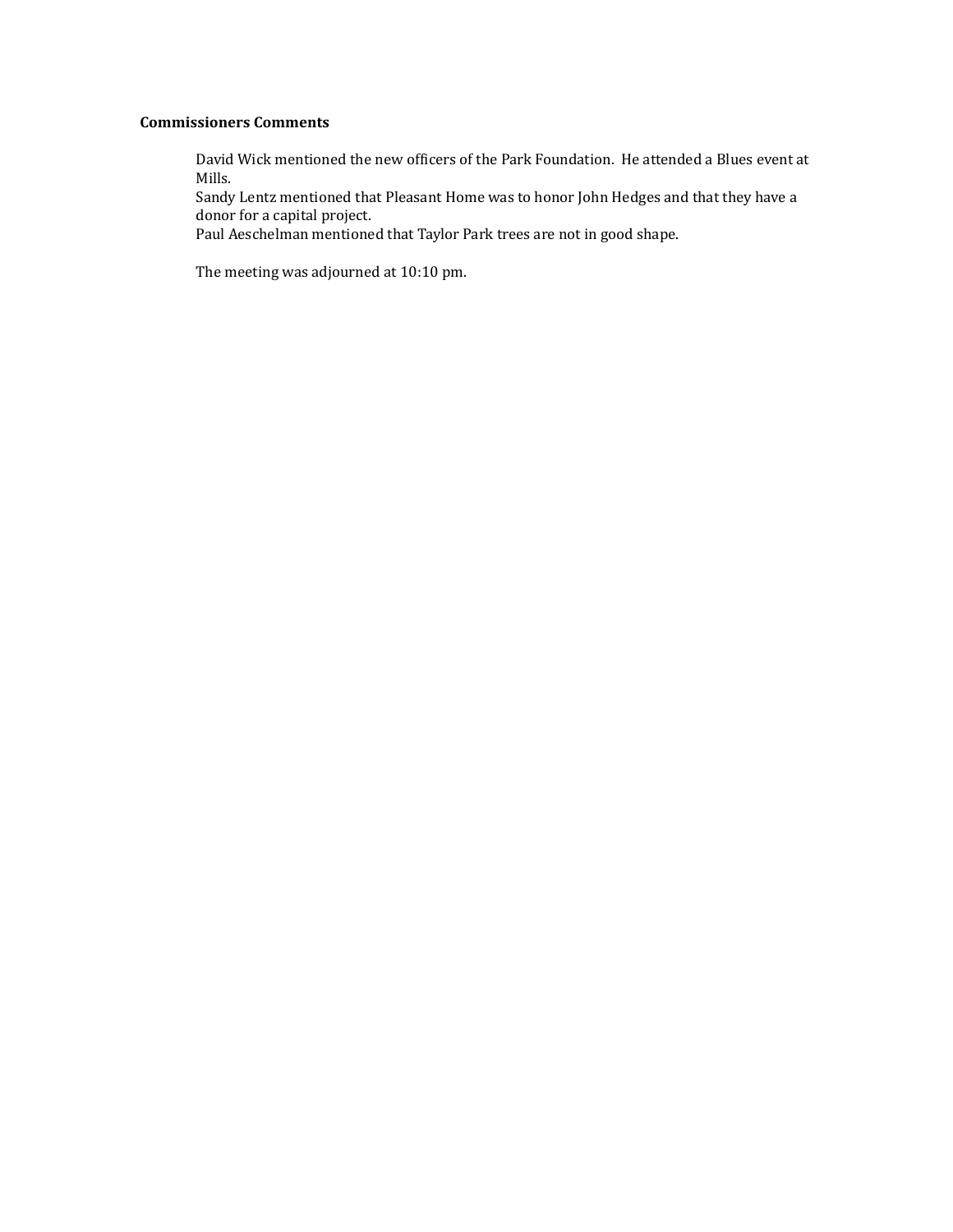**Commissioners Comments**

David Wick mentioned the new officers of the Park Foundation. He attended a Blues event at Mills.
Sandy Lentz mentioned that Pleasant Home was to honor John Hedges and that they have a donor for a capital project.
Paul Aeschelman mentioned that Taylor Park trees are not in good shape.

The meeting was adjourned at 10:10 pm.